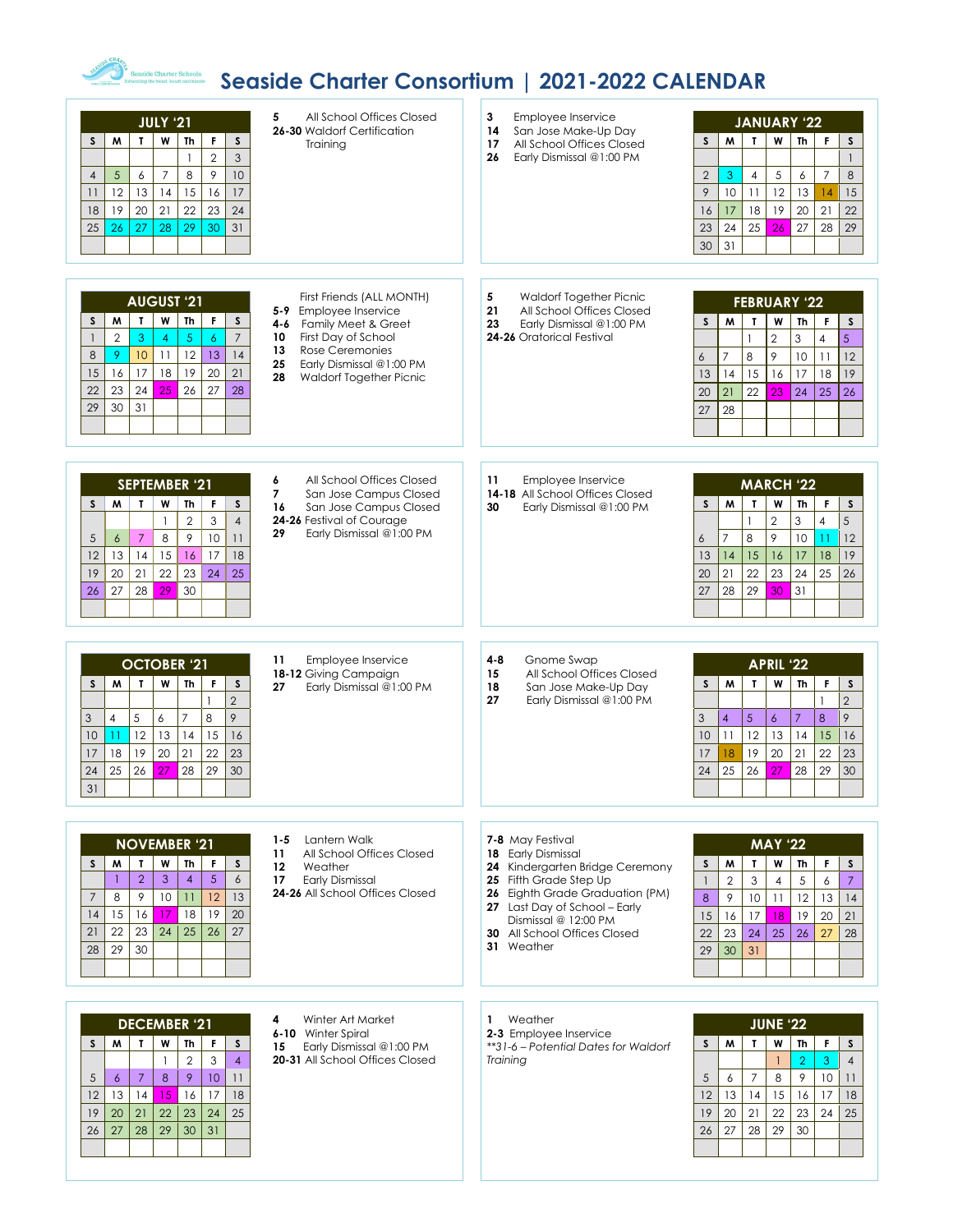# Seaside Charter Consortium | 2021-2022 CALENDAR

## JULY '21

| S | M | T | W | Th | F | S |
|---|---|---|---|---|---|---|
| | | | | 1 | 2 | 3 |
| 4 | 5 | 6 | 7 | 8 | 9 | 10 |
| 11 | 12 | 13 | 14 | 15 | 16 | 17 |
| 18 | 19 | 20 | 21 | 22 | 23 | 24 |
| 25 | 26 | 27 | 28 | 29 | 30 | 31 |

**5** All School Offices Closed
**26-30** Waldorf Certification Training

## JANUARY '22

| S | M | T | W | Th | F | S |
|---|---|---|---|---|---|---|
| | | | | | | 1 |
| 2 | 3 | 4 | 5 | 6 | 7 | 8 |
| 9 | 10 | 11 | 12 | 13 | 14 | 15 |
| 16 | 17 | 18 | 19 | 20 | 21 | 22 |
| 23 | 24 | 25 | 26 | 27 | 28 | 29 |
| 30 | 31 | | | | | |

**3** Employee Inservice
**14** San Jose Make-Up Day
**17** All School Offices Closed
**26** Early Dismissal @1:00 PM

## AUGUST '21

| S | M | T | W | Th | F | S |
|---|---|---|---|---|---|---|
| 1 | 2 | 3 | 4 | 5 | 6 | 7 |
| 8 | 9 | 10 | 11 | 12 | 13 | 14 |
| 15 | 16 | 17 | 18 | 19 | 20 | 21 |
| 22 | 23 | 24 | 25 | 26 | 27 | 28 |
| 29 | 30 | 31 | | | | |

First Friends (ALL MONTH)
**5-9** Employee Inservice
**4-6** Family Meet & Greet
**10** First Day of School
**13** Rose Ceremonies
**25** Early Dismissal @1:00 PM
**28** Waldorf Together Picnic

## FEBRUARY '22

| S | M | T | W | Th | F | S |
|---|---|---|---|---|---|---|
| | | 1 | 2 | 3 | 4 | 5 |
| 6 | 7 | 8 | 9 | 10 | 11 | 12 |
| 13 | 14 | 15 | 16 | 17 | 18 | 19 |
| 20 | 21 | 22 | 23 | 24 | 25 | 26 |
| 27 | 28 | | | | | |

**5** Waldorf Together Picnic
**21** All School Offices Closed
**23** Early Dismissal @1:00 PM
**24-26** Oratorical Festival

## SEPTEMBER '21

| S | M | T | W | Th | F | S |
|---|---|---|---|---|---|---|
| | | | 1 | 2 | 3 | 4 |
| 5 | 6 | 7 | 8 | 9 | 10 | 11 |
| 12 | 13 | 14 | 15 | 16 | 17 | 18 |
| 19 | 20 | 21 | 22 | 23 | 24 | 25 |
| 26 | 27 | 28 | 29 | 30 | | |

**6** All School Offices Closed
**7** San Jose Campus Closed
**16** San Jose Campus Closed
**24-26** Festival of Courage
**29** Early Dismissal @1:00 PM

## MARCH '22

| S | M | T | W | Th | F | S |
|---|---|---|---|---|---|---|
| | | 1 | 2 | 3 | 4 | 5 |
| 6 | 7 | 8 | 9 | 10 | 11 | 12 |
| 13 | 14 | 15 | 16 | 17 | 18 | 19 |
| 20 | 21 | 22 | 23 | 24 | 25 | 26 |
| 27 | 28 | 29 | 30 | 31 | | |

**11** Employee Inservice
**14-18** All School Offices Closed
**30** Early Dismissal @1:00 PM

## OCTOBER '21

| S | M | T | W | Th | F | S |
|---|---|---|---|---|---|---|
| | | | | | 1 | 2 |
| 3 | 4 | 5 | 6 | 7 | 8 | 9 |
| 10 | 11 | 12 | 13 | 14 | 15 | 16 |
| 17 | 18 | 19 | 20 | 21 | 22 | 23 |
| 24 | 25 | 26 | 27 | 28 | 29 | 30 |
| 31 | | | | | | |

**11** Employee Inservice
**18-12** Giving Campaign
**27** Early Dismissal @1:00 PM

## APRIL '22

| S | M | T | W | Th | F | S |
|---|---|---|---|---|---|---|
| | | | | | 1 | 2 |
| 3 | 4 | 5 | 6 | 7 | 8 | 9 |
| 10 | 11 | 12 | 13 | 14 | 15 | 16 |
| 17 | 18 | 19 | 20 | 21 | 22 | 23 |
| 24 | 25 | 26 | 27 | 28 | 29 | 30 |

**4-8** Gnome Swap
**15** All School Offices Closed
**18** San Jose Make-Up Day
**27** Early Dismissal @1:00 PM

## NOVEMBER '21

| S | M | T | W | Th | F | S |
|---|---|---|---|---|---|---|
| | 1 | 2 | 3 | 4 | 5 | 6 |
| 7 | 8 | 9 | 10 | 11 | 12 | 13 |
| 14 | 15 | 16 | 17 | 18 | 19 | 20 |
| 21 | 22 | 23 | 24 | 25 | 26 | 27 |
| 28 | 29 | 30 | | | | |

**1-5** Lantern Walk
**11** All School Offices Closed
**12** Weather
**17** Early Dismissal
**24-26** All School Offices Closed

## MAY '22

| S | M | T | W | Th | F | S |
|---|---|---|---|---|---|---|
| 1 | 2 | 3 | 4 | 5 | 6 | 7 |
| 8 | 9 | 10 | 11 | 12 | 13 | 14 |
| 15 | 16 | 17 | 18 | 19 | 20 | 21 |
| 22 | 23 | 24 | 25 | 26 | 27 | 28 |
| 29 | 30 | 31 | | | | |

**7-8** May Festival
**18** Early Dismissal
**24** Kindergarten Bridge Ceremony
**25** Fifth Grade Step Up
**26** Eighth Grade Graduation (PM)
**27** Last Day of School – Early Dismissal @ 12:00 PM
**30** All School Offices Closed
**31** Weather

## DECEMBER '21

| S | M | T | W | Th | F | S |
|---|---|---|---|---|---|---|
| | | | 1 | 2 | 3 | 4 |
| 5 | 6 | 7 | 8 | 9 | 10 | 11 |
| 12 | 13 | 14 | 15 | 16 | 17 | 18 |
| 19 | 20 | 21 | 22 | 23 | 24 | 25 |
| 26 | 27 | 28 | 29 | 30 | 31 | |

**4** Winter Art Market
**6-10** Winter Spiral
**15** Early Dismissal @1:00 PM
**20-31** All School Offices Closed

## JUNE '22

| S | M | T | W | Th | F | S |
|---|---|---|---|---|---|---|
| | | | 1 | 2 | 3 | 4 |
| 5 | 6 | 7 | 8 | 9 | 10 | 11 |
| 12 | 13 | 14 | 15 | 16 | 17 | 18 |
| 19 | 20 | 21 | 22 | 23 | 24 | 25 |
| 26 | 27 | 28 | 29 | 30 | | |

**1** Weather
**2-3** Employee Inservice
*\*\*31-6 – Potential Dates for Waldorf Training*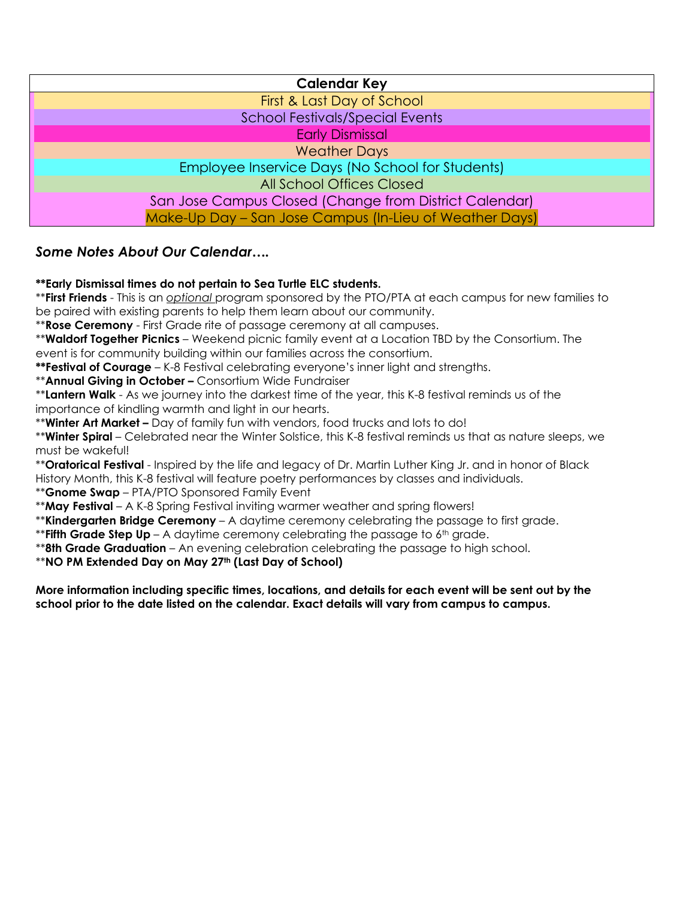| Calendar Key |
| --- |
| First & Last Day of School |
| School Festivals/Special Events |
| Early Dismissal |
| Weather Days |
| Employee Inservice Days (No School for Students) |
| All School Offices Closed |
| San Jose Campus Closed (Change from District Calendar) |
| Make-Up Day – San Jose Campus (In-Lieu of Weather Days) |

***Some Notes About Our Calendar….***

****Early Dismissal times do not pertain to Sea Turtle ELC students.**

****First Friends** - This is an *optional* program sponsored by the PTO/PTA at each campus for new families to be paired with existing parents to help them learn about our community.

****Rose Ceremony** - First Grade rite of passage ceremony at all campuses.

****Waldorf Together Picnics** – Weekend picnic family event at a Location TBD by the Consortium. The event is for community building within our families across the consortium.

****Festival of Courage** – K-8 Festival celebrating everyone's inner light and strengths.

****Annual Giving in October –** Consortium Wide Fundraiser

****Lantern Walk** - As we journey into the darkest time of the year, this K-8 festival reminds us of the importance of kindling warmth and light in our hearts.

****Winter Art Market –** Day of family fun with vendors, food trucks and lots to do!

****Winter Spiral** – Celebrated near the Winter Solstice, this K-8 festival reminds us that as nature sleeps, we must be wakeful!

****Oratorical Festival** - Inspired by the life and legacy of Dr. Martin Luther King Jr. and in honor of Black History Month, this K-8 festival will feature poetry performances by classes and individuals.

****Gnome Swap** – PTA/PTO Sponsored Family Event

****May Festival** – A K-8 Spring Festival inviting warmer weather and spring flowers!

****Kindergarten Bridge Ceremony** – A daytime ceremony celebrating the passage to first grade.

****Fifth Grade Step Up** – A daytime ceremony celebrating the passage to 6th grade.

****8th Grade Graduation** – An evening celebration celebrating the passage to high school.

****NO PM Extended Day on May 27th (Last Day of School)**

**More information including specific times, locations, and details for each event will be sent out by the school prior to the date listed on the calendar. Exact details will vary from campus to campus.**